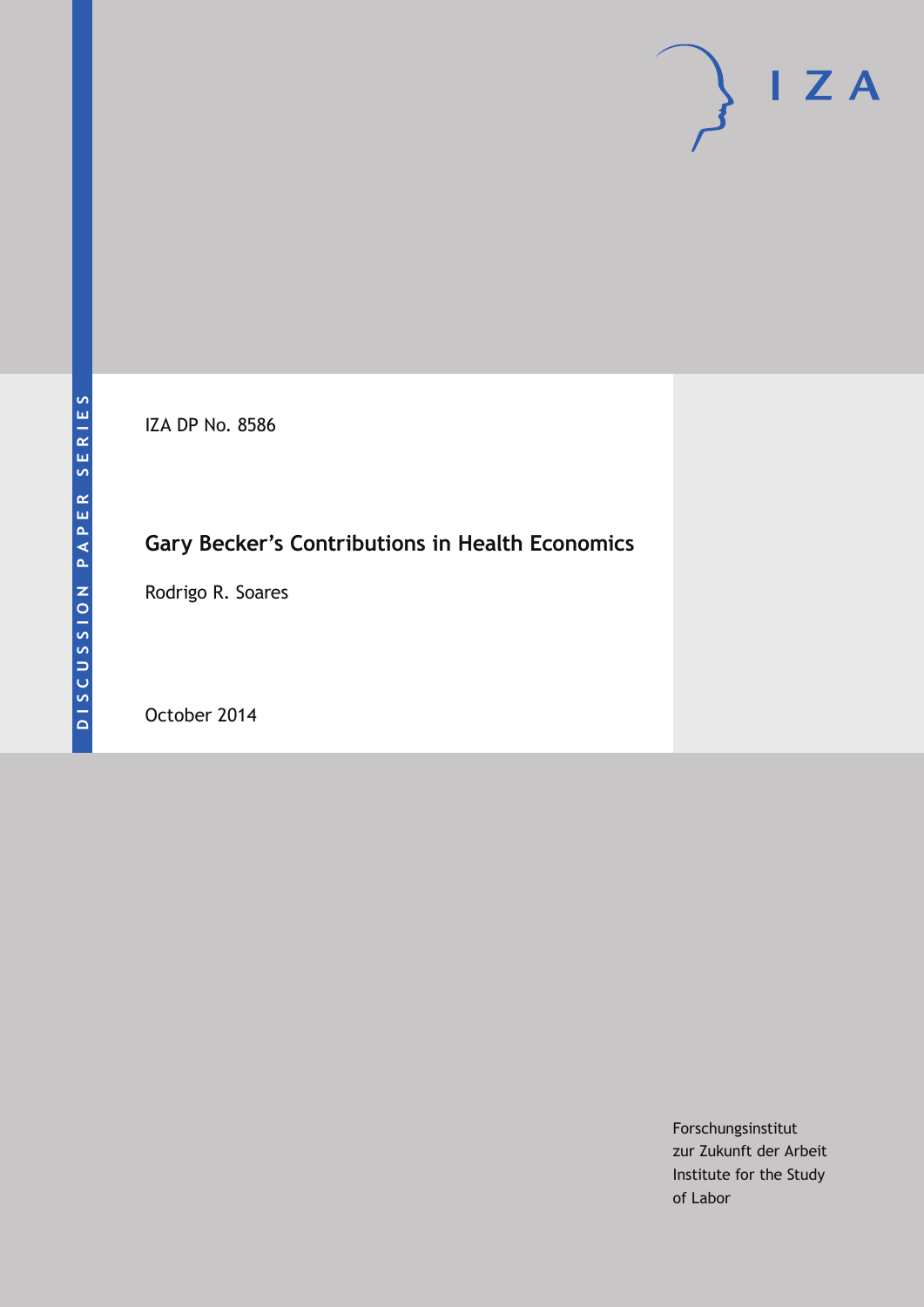DISCUSSION PAPER SERIES

IZA DP No. 8586

# Gary Becker's Contributions in Health Economics

Rodrigo R. Soares

October 2014

Forschungsinstitut
zur Zukunft der Arbeit
Institute for the Study
of Labor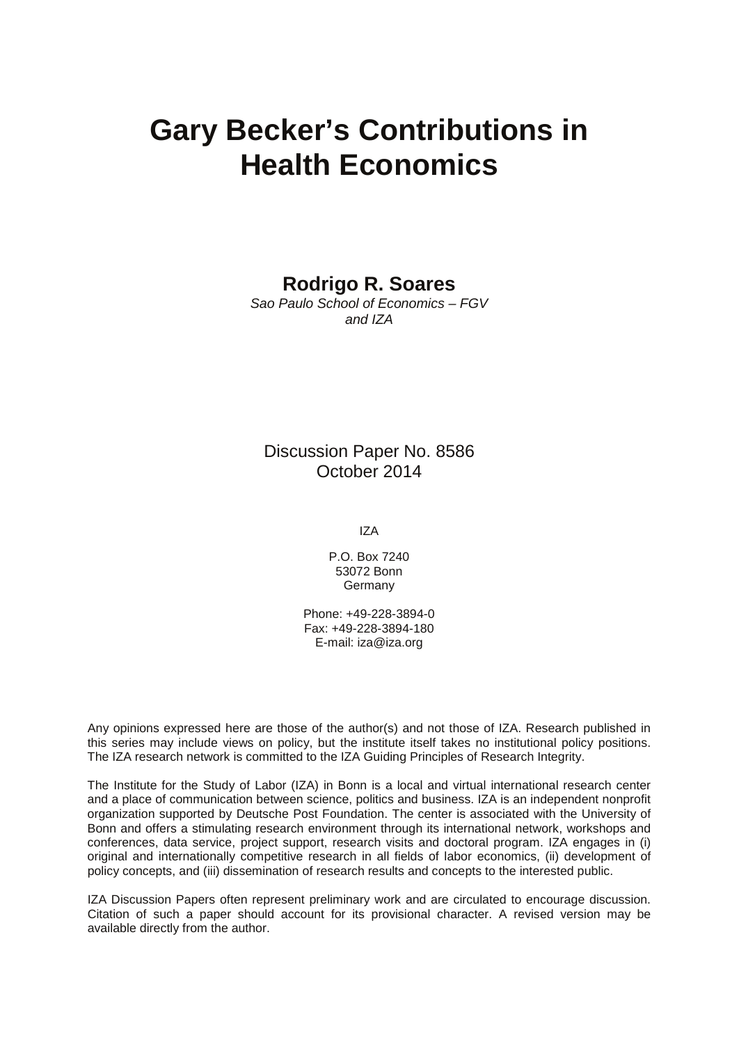# Gary Becker's Contributions in Health Economics

**Rodrigo R. Soares**
*Sao Paulo School of Economics – FGV and IZA*

Discussion Paper No. 8586
October 2014

IZA

P.O. Box 7240
53072 Bonn
Germany

Phone: +49-228-3894-0
Fax: +49-228-3894-180
E-mail: iza@iza.org

Any opinions expressed here are those of the author(s) and not those of IZA. Research published in this series may include views on policy, but the institute itself takes no institutional policy positions. The IZA research network is committed to the IZA Guiding Principles of Research Integrity.

The Institute for the Study of Labor (IZA) in Bonn is a local and virtual international research center and a place of communication between science, politics and business. IZA is an independent nonprofit organization supported by Deutsche Post Foundation. The center is associated with the University of Bonn and offers a stimulating research environment through its international network, workshops and conferences, data service, project support, research visits and doctoral program. IZA engages in (i) original and internationally competitive research in all fields of labor economics, (ii) development of policy concepts, and (iii) dissemination of research results and concepts to the interested public.

IZA Discussion Papers often represent preliminary work and are circulated to encourage discussion. Citation of such a paper should account for its provisional character. A revised version may be available directly from the author.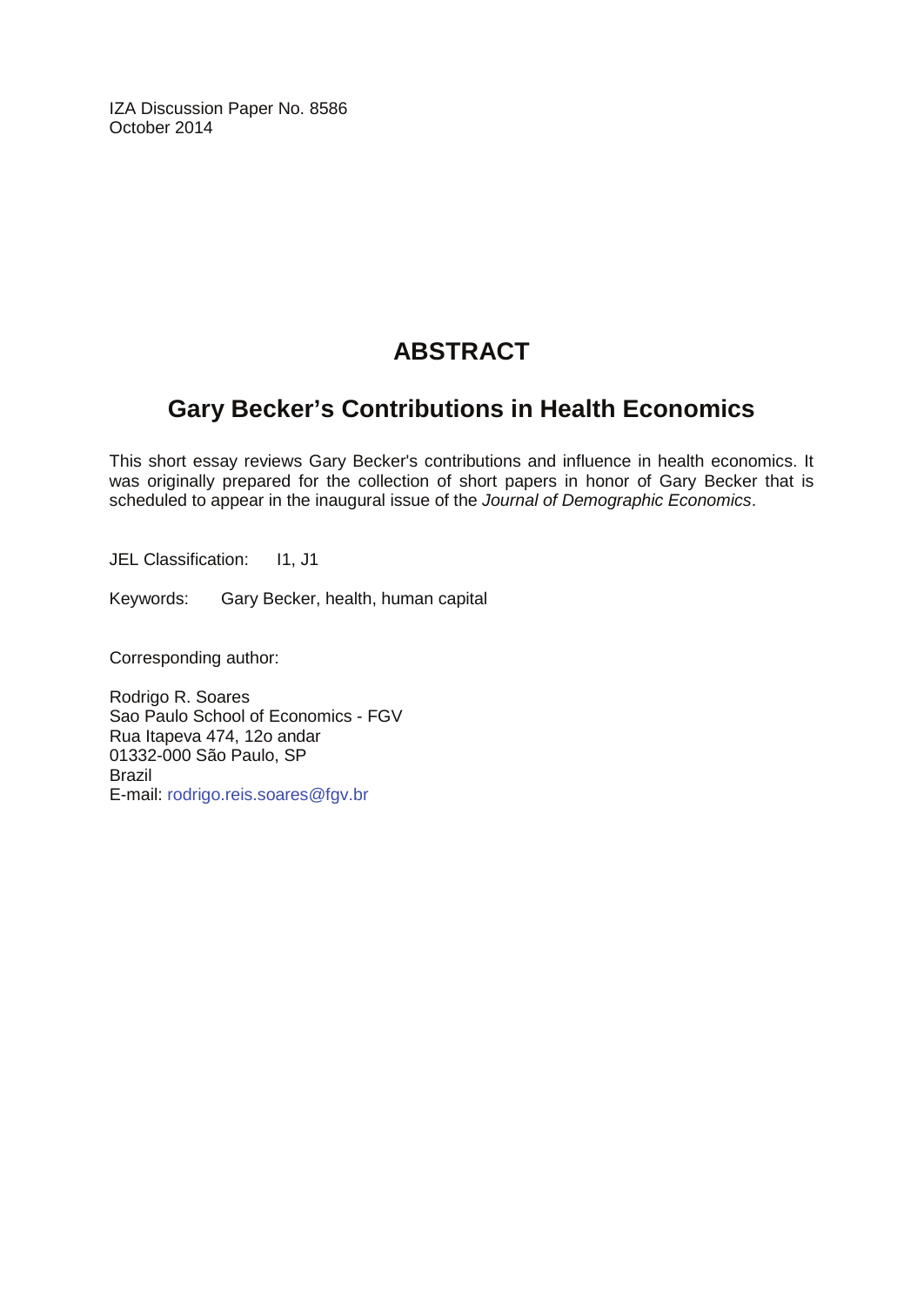IZA Discussion Paper No. 8586
October 2014

# ABSTRACT

## Gary Becker's Contributions in Health Economics

This short essay reviews Gary Becker's contributions and influence in health economics. It was originally prepared for the collection of short papers in honor of Gary Becker that is scheduled to appear in the inaugural issue of the *Journal of Demographic Economics*.

JEL Classification: I1, J1

Keywords: Gary Becker, health, human capital

Corresponding author:

Rodrigo R. Soares
Sao Paulo School of Economics - FGV
Rua Itapeva 474, 12o andar
01332-000 São Paulo, SP
Brazil
E-mail: rodrigo.reis.soares@fgv.br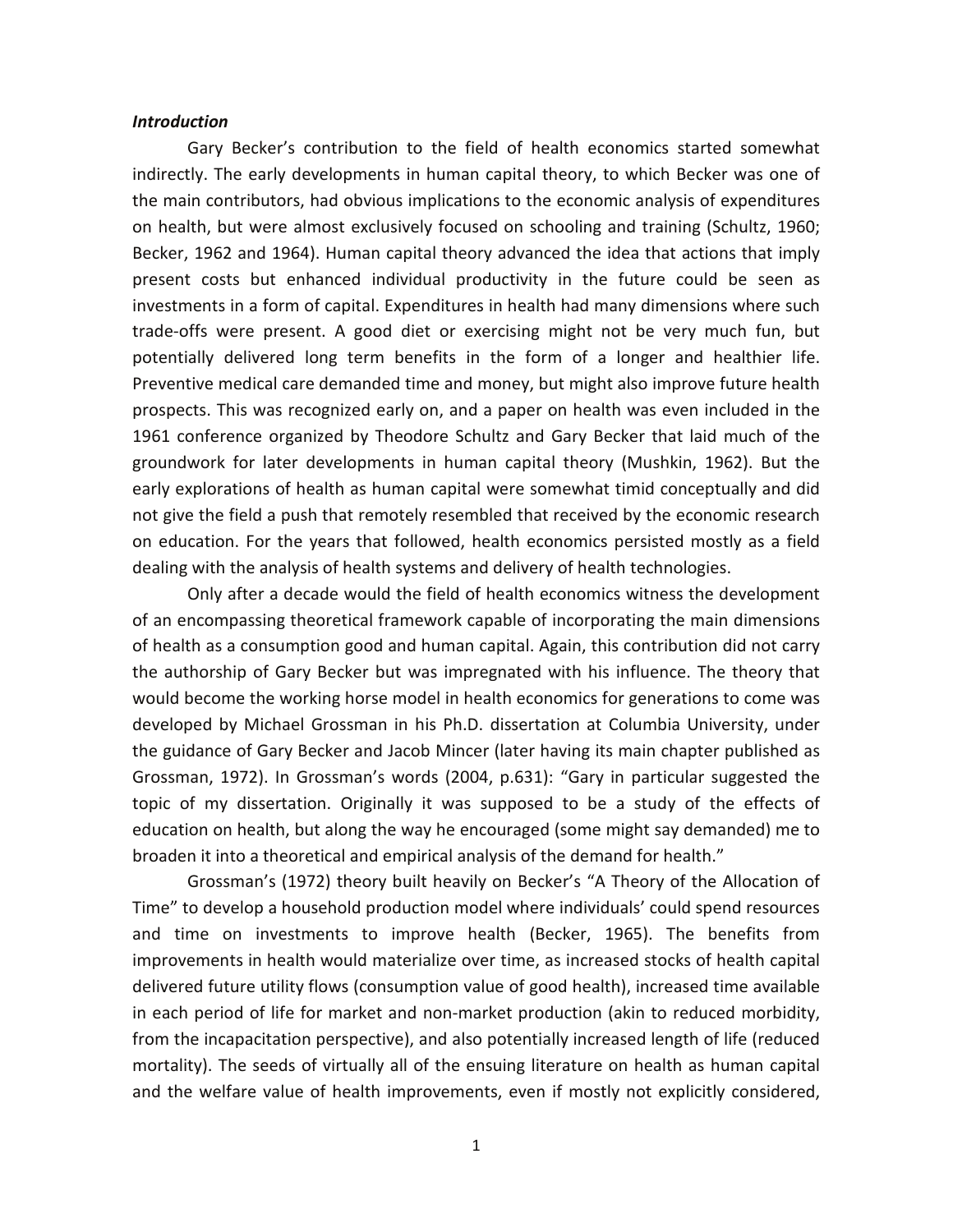***Introduction***

Gary Becker's contribution to the field of health economics started somewhat indirectly. The early developments in human capital theory, to which Becker was one of the main contributors, had obvious implications to the economic analysis of expenditures on health, but were almost exclusively focused on schooling and training (Schultz, 1960; Becker, 1962 and 1964). Human capital theory advanced the idea that actions that imply present costs but enhanced individual productivity in the future could be seen as investments in a form of capital. Expenditures in health had many dimensions where such trade-offs were present. A good diet or exercising might not be very much fun, but potentially delivered long term benefits in the form of a longer and healthier life. Preventive medical care demanded time and money, but might also improve future health prospects. This was recognized early on, and a paper on health was even included in the 1961 conference organized by Theodore Schultz and Gary Becker that laid much of the groundwork for later developments in human capital theory (Mushkin, 1962). But the early explorations of health as human capital were somewhat timid conceptually and did not give the field a push that remotely resembled that received by the economic research on education. For the years that followed, health economics persisted mostly as a field dealing with the analysis of health systems and delivery of health technologies.

Only after a decade would the field of health economics witness the development of an encompassing theoretical framework capable of incorporating the main dimensions of health as a consumption good and human capital. Again, this contribution did not carry the authorship of Gary Becker but was impregnated with his influence. The theory that would become the working horse model in health economics for generations to come was developed by Michael Grossman in his Ph.D. dissertation at Columbia University, under the guidance of Gary Becker and Jacob Mincer (later having its main chapter published as Grossman, 1972). In Grossman's words (2004, p.631): "Gary in particular suggested the topic of my dissertation. Originally it was supposed to be a study of the effects of education on health, but along the way he encouraged (some might say demanded) me to broaden it into a theoretical and empirical analysis of the demand for health."

Grossman's (1972) theory built heavily on Becker's "A Theory of the Allocation of Time" to develop a household production model where individuals' could spend resources and time on investments to improve health (Becker, 1965). The benefits from improvements in health would materialize over time, as increased stocks of health capital delivered future utility flows (consumption value of good health), increased time available in each period of life for market and non-market production (akin to reduced morbidity, from the incapacitation perspective), and also potentially increased length of life (reduced mortality). The seeds of virtually all of the ensuing literature on health as human capital and the welfare value of health improvements, even if mostly not explicitly considered,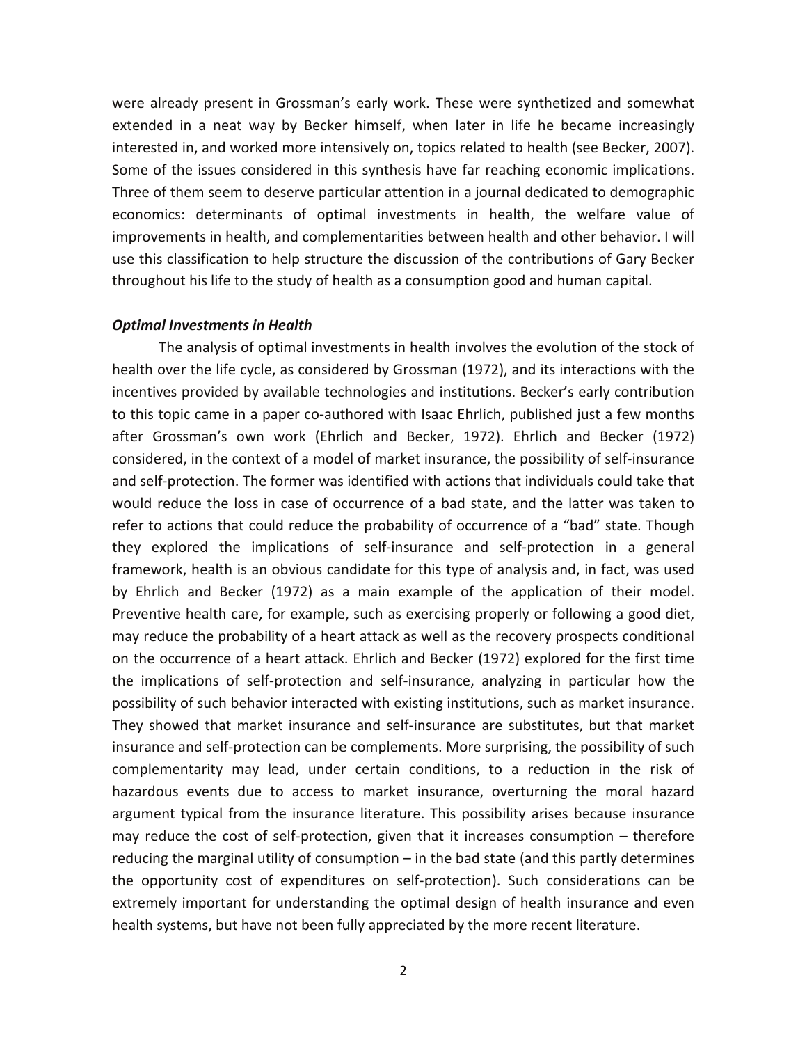were already present in Grossman's early work. These were synthetized and somewhat extended in a neat way by Becker himself, when later in life he became increasingly interested in, and worked more intensively on, topics related to health (see Becker, 2007). Some of the issues considered in this synthesis have far reaching economic implications. Three of them seem to deserve particular attention in a journal dedicated to demographic economics: determinants of optimal investments in health, the welfare value of improvements in health, and complementarities between health and other behavior. I will use this classification to help structure the discussion of the contributions of Gary Becker throughout his life to the study of health as a consumption good and human capital.

### *Optimal Investments in Health*

The analysis of optimal investments in health involves the evolution of the stock of health over the life cycle, as considered by Grossman (1972), and its interactions with the incentives provided by available technologies and institutions. Becker's early contribution to this topic came in a paper co-authored with Isaac Ehrlich, published just a few months after Grossman's own work (Ehrlich and Becker, 1972). Ehrlich and Becker (1972) considered, in the context of a model of market insurance, the possibility of self-insurance and self-protection. The former was identified with actions that individuals could take that would reduce the loss in case of occurrence of a bad state, and the latter was taken to refer to actions that could reduce the probability of occurrence of a "bad" state. Though they explored the implications of self-insurance and self-protection in a general framework, health is an obvious candidate for this type of analysis and, in fact, was used by Ehrlich and Becker (1972) as a main example of the application of their model. Preventive health care, for example, such as exercising properly or following a good diet, may reduce the probability of a heart attack as well as the recovery prospects conditional on the occurrence of a heart attack. Ehrlich and Becker (1972) explored for the first time the implications of self-protection and self-insurance, analyzing in particular how the possibility of such behavior interacted with existing institutions, such as market insurance. They showed that market insurance and self-insurance are substitutes, but that market insurance and self-protection can be complements. More surprising, the possibility of such complementarity may lead, under certain conditions, to a reduction in the risk of hazardous events due to access to market insurance, overturning the moral hazard argument typical from the insurance literature. This possibility arises because insurance may reduce the cost of self-protection, given that it increases consumption – therefore reducing the marginal utility of consumption – in the bad state (and this partly determines the opportunity cost of expenditures on self-protection). Such considerations can be extremely important for understanding the optimal design of health insurance and even health systems, but have not been fully appreciated by the more recent literature.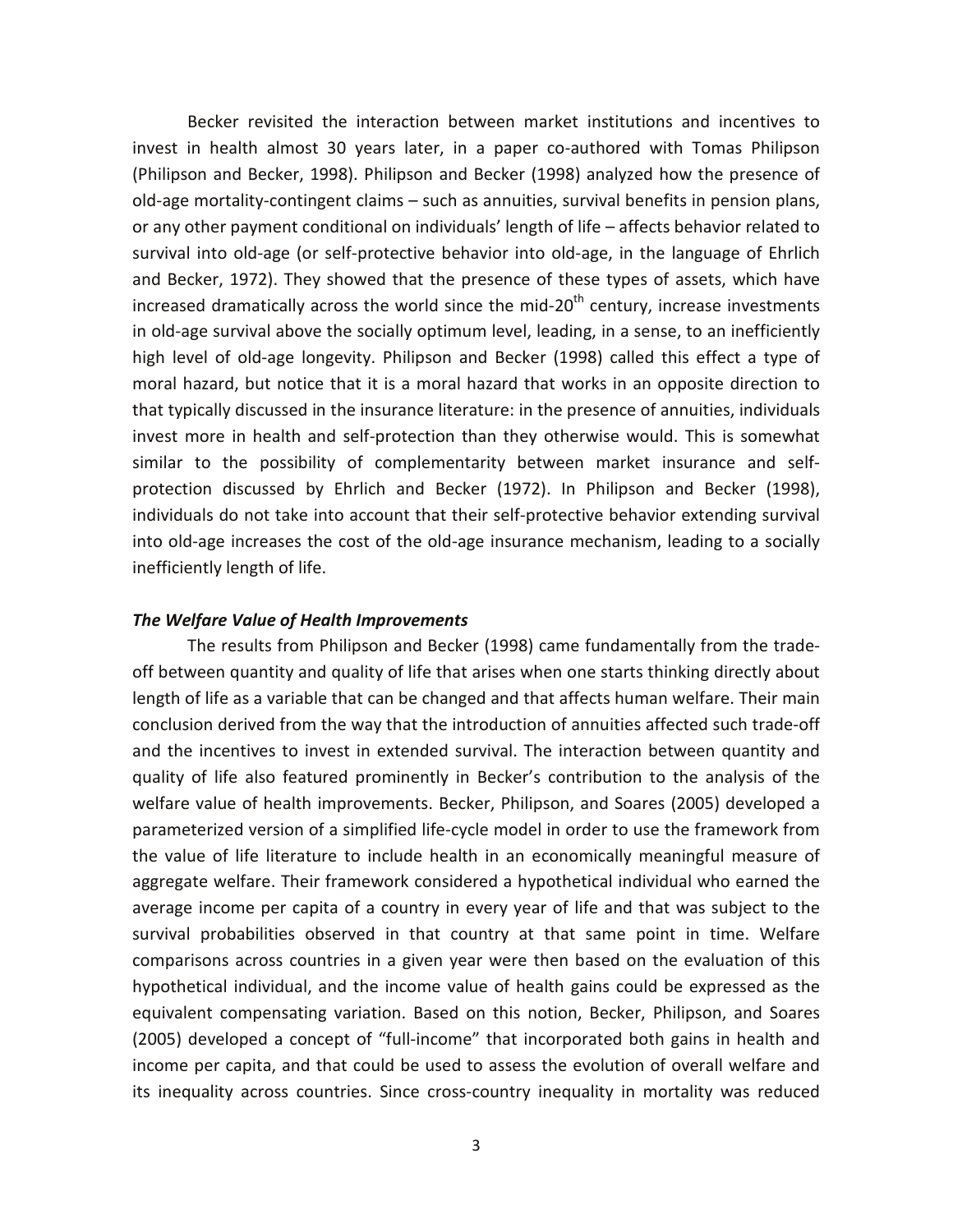Becker revisited the interaction between market institutions and incentives to invest in health almost 30 years later, in a paper co-authored with Tomas Philipson (Philipson and Becker, 1998). Philipson and Becker (1998) analyzed how the presence of old-age mortality-contingent claims – such as annuities, survival benefits in pension plans, or any other payment conditional on individuals' length of life – affects behavior related to survival into old-age (or self-protective behavior into old-age, in the language of Ehrlich and Becker, 1972). They showed that the presence of these types of assets, which have increased dramatically across the world since the mid-20th century, increase investments in old-age survival above the socially optimum level, leading, in a sense, to an inefficiently high level of old-age longevity. Philipson and Becker (1998) called this effect a type of moral hazard, but notice that it is a moral hazard that works in an opposite direction to that typically discussed in the insurance literature: in the presence of annuities, individuals invest more in health and self-protection than they otherwise would. This is somewhat similar to the possibility of complementarity between market insurance and self-protection discussed by Ehrlich and Becker (1972). In Philipson and Becker (1998), individuals do not take into account that their self-protective behavior extending survival into old-age increases the cost of the old-age insurance mechanism, leading to a socially inefficiently length of life.

### *The Welfare Value of Health Improvements*

The results from Philipson and Becker (1998) came fundamentally from the trade-off between quantity and quality of life that arises when one starts thinking directly about length of life as a variable that can be changed and that affects human welfare. Their main conclusion derived from the way that the introduction of annuities affected such trade-off and the incentives to invest in extended survival. The interaction between quantity and quality of life also featured prominently in Becker's contribution to the analysis of the welfare value of health improvements. Becker, Philipson, and Soares (2005) developed a parameterized version of a simplified life-cycle model in order to use the framework from the value of life literature to include health in an economically meaningful measure of aggregate welfare. Their framework considered a hypothetical individual who earned the average income per capita of a country in every year of life and that was subject to the survival probabilities observed in that country at that same point in time. Welfare comparisons across countries in a given year were then based on the evaluation of this hypothetical individual, and the income value of health gains could be expressed as the equivalent compensating variation. Based on this notion, Becker, Philipson, and Soares (2005) developed a concept of "full-income" that incorporated both gains in health and income per capita, and that could be used to assess the evolution of overall welfare and its inequality across countries. Since cross-country inequality in mortality was reduced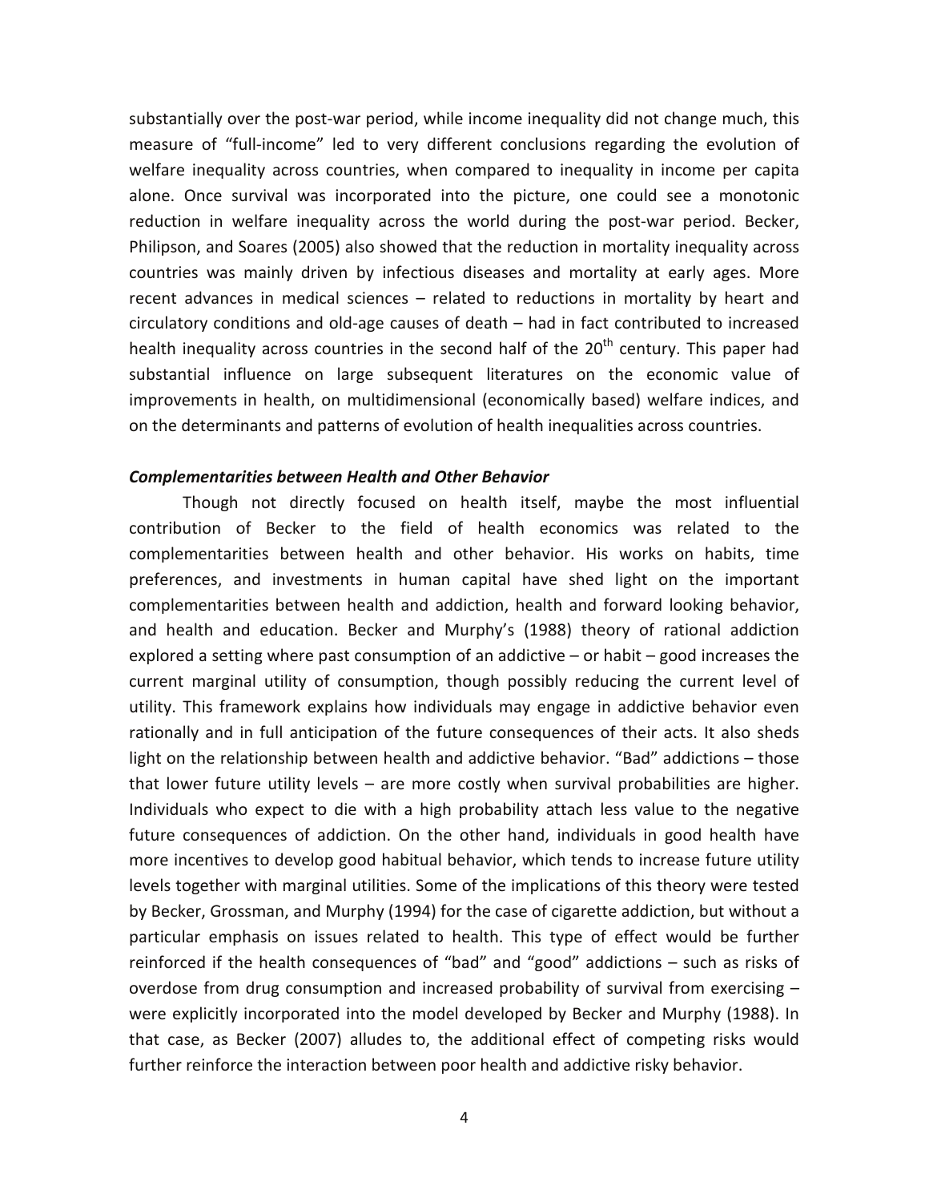substantially over the post-war period, while income inequality did not change much, this measure of "full-income" led to very different conclusions regarding the evolution of welfare inequality across countries, when compared to inequality in income per capita alone. Once survival was incorporated into the picture, one could see a monotonic reduction in welfare inequality across the world during the post-war period. Becker, Philipson, and Soares (2005) also showed that the reduction in mortality inequality across countries was mainly driven by infectious diseases and mortality at early ages. More recent advances in medical sciences – related to reductions in mortality by heart and circulatory conditions and old-age causes of death – had in fact contributed to increased health inequality across countries in the second half of the 20th century. This paper had substantial influence on large subsequent literatures on the economic value of improvements in health, on multidimensional (economically based) welfare indices, and on the determinants and patterns of evolution of health inequalities across countries.

### *Complementarities between Health and Other Behavior*

Though not directly focused on health itself, maybe the most influential contribution of Becker to the field of health economics was related to the complementarities between health and other behavior. His works on habits, time preferences, and investments in human capital have shed light on the important complementarities between health and addiction, health and forward looking behavior, and health and education. Becker and Murphy's (1988) theory of rational addiction explored a setting where past consumption of an addictive – or habit – good increases the current marginal utility of consumption, though possibly reducing the current level of utility. This framework explains how individuals may engage in addictive behavior even rationally and in full anticipation of the future consequences of their acts. It also sheds light on the relationship between health and addictive behavior. "Bad" addictions – those that lower future utility levels – are more costly when survival probabilities are higher. Individuals who expect to die with a high probability attach less value to the negative future consequences of addiction. On the other hand, individuals in good health have more incentives to develop good habitual behavior, which tends to increase future utility levels together with marginal utilities. Some of the implications of this theory were tested by Becker, Grossman, and Murphy (1994) for the case of cigarette addiction, but without a particular emphasis on issues related to health. This type of effect would be further reinforced if the health consequences of "bad" and "good" addictions – such as risks of overdose from drug consumption and increased probability of survival from exercising – were explicitly incorporated into the model developed by Becker and Murphy (1988). In that case, as Becker (2007) alludes to, the additional effect of competing risks would further reinforce the interaction between poor health and addictive risky behavior.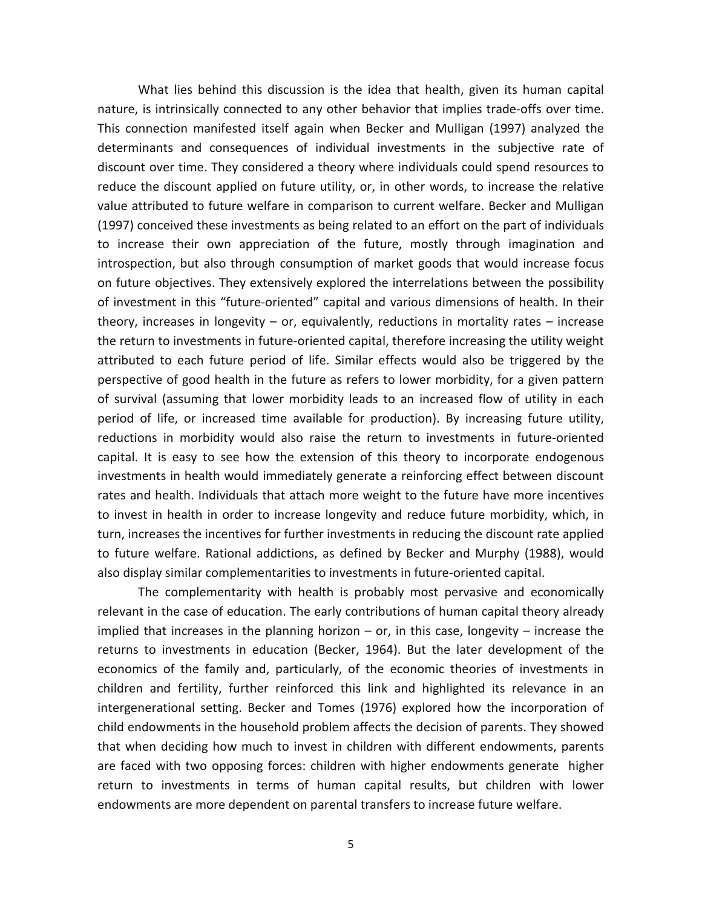What lies behind this discussion is the idea that health, given its human capital nature, is intrinsically connected to any other behavior that implies trade-offs over time. This connection manifested itself again when Becker and Mulligan (1997) analyzed the determinants and consequences of individual investments in the subjective rate of discount over time. They considered a theory where individuals could spend resources to reduce the discount applied on future utility, or, in other words, to increase the relative value attributed to future welfare in comparison to current welfare. Becker and Mulligan (1997) conceived these investments as being related to an effort on the part of individuals to increase their own appreciation of the future, mostly through imagination and introspection, but also through consumption of market goods that would increase focus on future objectives. They extensively explored the interrelations between the possibility of investment in this "future-oriented" capital and various dimensions of health. In their theory, increases in longevity – or, equivalently, reductions in mortality rates – increase the return to investments in future-oriented capital, therefore increasing the utility weight attributed to each future period of life. Similar effects would also be triggered by the perspective of good health in the future as refers to lower morbidity, for a given pattern of survival (assuming that lower morbidity leads to an increased flow of utility in each period of life, or increased time available for production). By increasing future utility, reductions in morbidity would also raise the return to investments in future-oriented capital. It is easy to see how the extension of this theory to incorporate endogenous investments in health would immediately generate a reinforcing effect between discount rates and health. Individuals that attach more weight to the future have more incentives to invest in health in order to increase longevity and reduce future morbidity, which, in turn, increases the incentives for further investments in reducing the discount rate applied to future welfare. Rational addictions, as defined by Becker and Murphy (1988), would also display similar complementarities to investments in future-oriented capital.

The complementarity with health is probably most pervasive and economically relevant in the case of education. The early contributions of human capital theory already implied that increases in the planning horizon – or, in this case, longevity – increase the returns to investments in education (Becker, 1964). But the later development of the economics of the family and, particularly, of the economic theories of investments in children and fertility, further reinforced this link and highlighted its relevance in an intergenerational setting. Becker and Tomes (1976) explored how the incorporation of child endowments in the household problem affects the decision of parents. They showed that when deciding how much to invest in children with different endowments, parents are faced with two opposing forces: children with higher endowments generate higher return to investments in terms of human capital results, but children with lower endowments are more dependent on parental transfers to increase future welfare.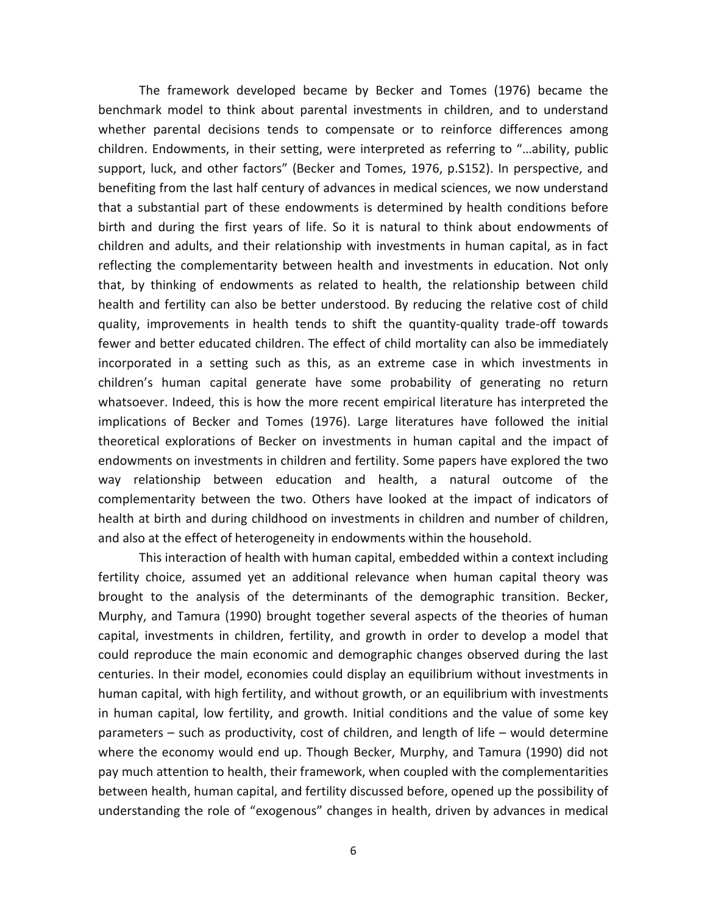The framework developed became by Becker and Tomes (1976) became the benchmark model to think about parental investments in children, and to understand whether parental decisions tends to compensate or to reinforce differences among children. Endowments, in their setting, were interpreted as referring to "…ability, public support, luck, and other factors" (Becker and Tomes, 1976, p.S152). In perspective, and benefiting from the last half century of advances in medical sciences, we now understand that a substantial part of these endowments is determined by health conditions before birth and during the first years of life. So it is natural to think about endowments of children and adults, and their relationship with investments in human capital, as in fact reflecting the complementarity between health and investments in education. Not only that, by thinking of endowments as related to health, the relationship between child health and fertility can also be better understood. By reducing the relative cost of child quality, improvements in health tends to shift the quantity-quality trade-off towards fewer and better educated children. The effect of child mortality can also be immediately incorporated in a setting such as this, as an extreme case in which investments in children's human capital generate have some probability of generating no return whatsoever. Indeed, this is how the more recent empirical literature has interpreted the implications of Becker and Tomes (1976). Large literatures have followed the initial theoretical explorations of Becker on investments in human capital and the impact of endowments on investments in children and fertility. Some papers have explored the two way relationship between education and health, a natural outcome of the complementarity between the two. Others have looked at the impact of indicators of health at birth and during childhood on investments in children and number of children, and also at the effect of heterogeneity in endowments within the household.

This interaction of health with human capital, embedded within a context including fertility choice, assumed yet an additional relevance when human capital theory was brought to the analysis of the determinants of the demographic transition. Becker, Murphy, and Tamura (1990) brought together several aspects of the theories of human capital, investments in children, fertility, and growth in order to develop a model that could reproduce the main economic and demographic changes observed during the last centuries. In their model, economies could display an equilibrium without investments in human capital, with high fertility, and without growth, or an equilibrium with investments in human capital, low fertility, and growth. Initial conditions and the value of some key parameters – such as productivity, cost of children, and length of life – would determine where the economy would end up. Though Becker, Murphy, and Tamura (1990) did not pay much attention to health, their framework, when coupled with the complementarities between health, human capital, and fertility discussed before, opened up the possibility of understanding the role of "exogenous" changes in health, driven by advances in medical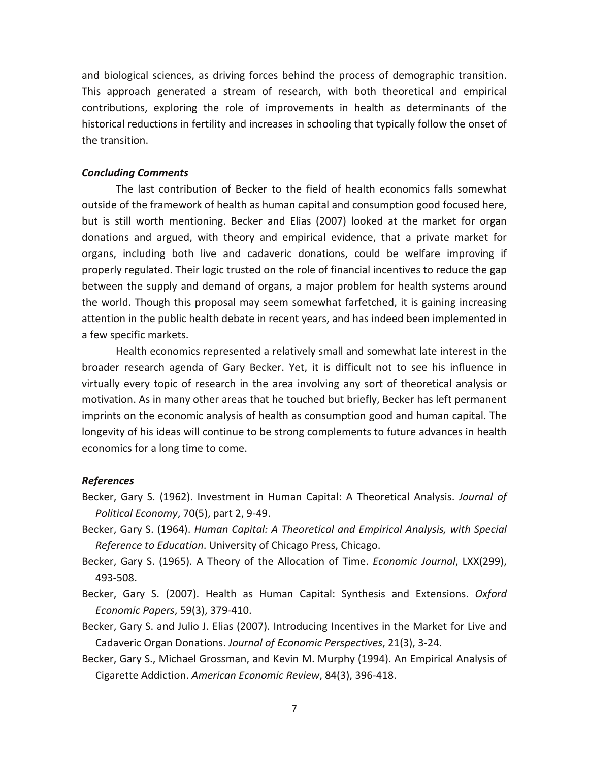and biological sciences, as driving forces behind the process of demographic transition. This approach generated a stream of research, with both theoretical and empirical contributions, exploring the role of improvements in health as determinants of the historical reductions in fertility and increases in schooling that typically follow the onset of the transition.

### *Concluding Comments*

The last contribution of Becker to the field of health economics falls somewhat outside of the framework of health as human capital and consumption good focused here, but is still worth mentioning. Becker and Elias (2007) looked at the market for organ donations and argued, with theory and empirical evidence, that a private market for organs, including both live and cadaveric donations, could be welfare improving if properly regulated. Their logic trusted on the role of financial incentives to reduce the gap between the supply and demand of organs, a major problem for health systems around the world. Though this proposal may seem somewhat farfetched, it is gaining increasing attention in the public health debate in recent years, and has indeed been implemented in a few specific markets.

Health economics represented a relatively small and somewhat late interest in the broader research agenda of Gary Becker. Yet, it is difficult not to see his influence in virtually every topic of research in the area involving any sort of theoretical analysis or motivation. As in many other areas that he touched but briefly, Becker has left permanent imprints on the economic analysis of health as consumption good and human capital. The longevity of his ideas will continue to be strong complements to future advances in health economics for a long time to come.

### *References*

Becker, Gary S. (1962). Investment in Human Capital: A Theoretical Analysis. *Journal of Political Economy*, 70(5), part 2, 9-49.

Becker, Gary S. (1964). *Human Capital: A Theoretical and Empirical Analysis, with Special Reference to Education*. University of Chicago Press, Chicago.

Becker, Gary S. (1965). A Theory of the Allocation of Time. *Economic Journal*, LXX(299), 493-508.

Becker, Gary S. (2007). Health as Human Capital: Synthesis and Extensions. *Oxford Economic Papers*, 59(3), 379-410.

Becker, Gary S. and Julio J. Elias (2007). Introducing Incentives in the Market for Live and Cadaveric Organ Donations. *Journal of Economic Perspectives*, 21(3), 3-24.

Becker, Gary S., Michael Grossman, and Kevin M. Murphy (1994). An Empirical Analysis of Cigarette Addiction. *American Economic Review*, 84(3), 396-418.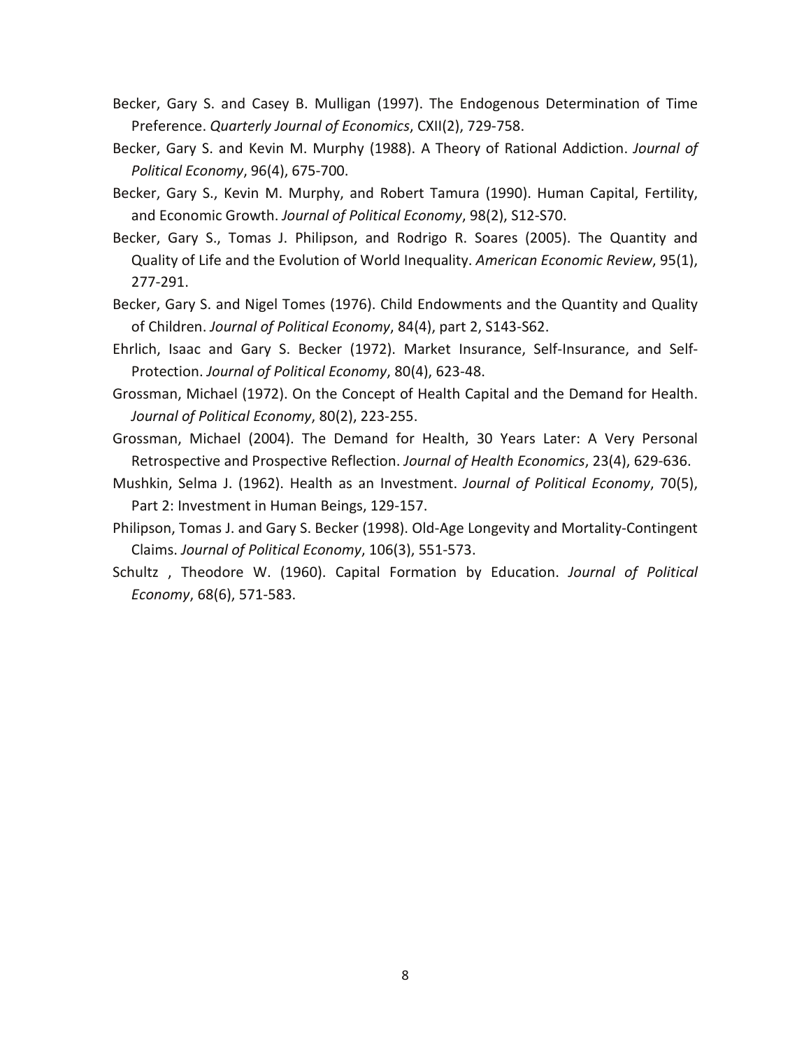Becker, Gary S. and Casey B. Mulligan (1997). The Endogenous Determination of Time Preference. *Quarterly Journal of Economics*, CXII(2), 729-758.

Becker, Gary S. and Kevin M. Murphy (1988). A Theory of Rational Addiction. *Journal of Political Economy*, 96(4), 675-700.

Becker, Gary S., Kevin M. Murphy, and Robert Tamura (1990). Human Capital, Fertility, and Economic Growth. *Journal of Political Economy*, 98(2), S12-S70.

Becker, Gary S., Tomas J. Philipson, and Rodrigo R. Soares (2005). The Quantity and Quality of Life and the Evolution of World Inequality. *American Economic Review*, 95(1), 277-291.

Becker, Gary S. and Nigel Tomes (1976). Child Endowments and the Quantity and Quality of Children. *Journal of Political Economy*, 84(4), part 2, S143-S62.

Ehrlich, Isaac and Gary S. Becker (1972). Market Insurance, Self-Insurance, and Self-Protection. *Journal of Political Economy*, 80(4), 623-48.

Grossman, Michael (1972). On the Concept of Health Capital and the Demand for Health. *Journal of Political Economy*, 80(2), 223-255.

Grossman, Michael (2004). The Demand for Health, 30 Years Later: A Very Personal Retrospective and Prospective Reflection. *Journal of Health Economics*, 23(4), 629-636.

Mushkin, Selma J. (1962). Health as an Investment. *Journal of Political Economy*, 70(5), Part 2: Investment in Human Beings, 129-157.

Philipson, Tomas J. and Gary S. Becker (1998). Old-Age Longevity and Mortality-Contingent Claims. *Journal of Political Economy*, 106(3), 551-573.

Schultz , Theodore W. (1960). Capital Formation by Education. *Journal of Political Economy*, 68(6), 571-583.